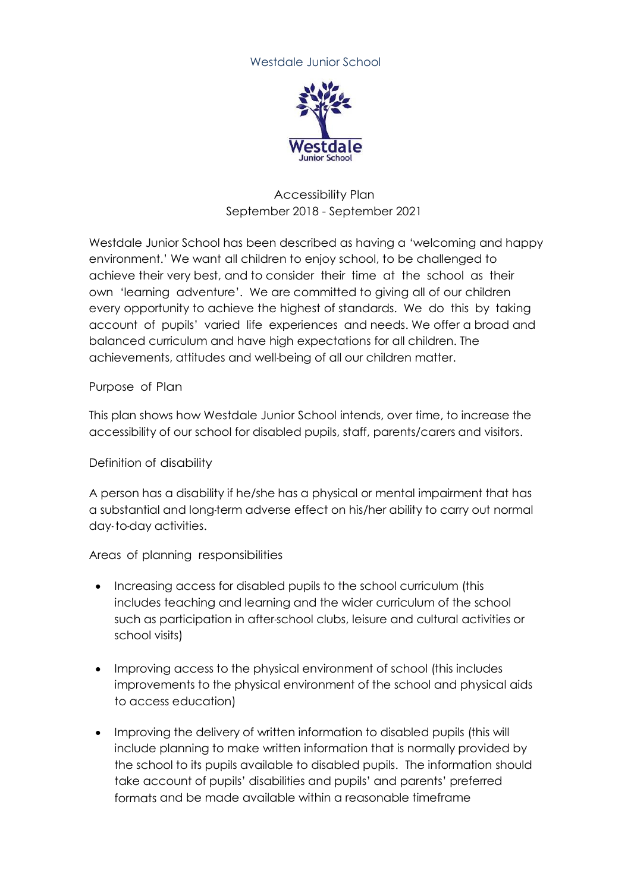Westdale Junior School

# Accessibility Plan
## September 2018 - September 2021

Westdale Junior School has been described as having a 'welcoming and happy environment.' We want all children to enjoy school, to be challenged to achieve their very best, and to consider their time at the school as their own 'learning adventure'. We are committed to giving all of our children every opportunity to achieve the highest of standards. We do this by taking account of pupils' varied life experiences and needs. We offer a broad and balanced curriculum and have high expectations for all children. The achievements, attitudes and well-being of all our children matter.

### Purpose of Plan

This plan shows how Westdale Junior School intends, over time, to increase the accessibility of our school for disabled pupils, staff, parents/carers and visitors.

### Definition of disability

A person has a disability if he/she has a physical or mental impairment that has a substantial and long-term adverse effect on his/her ability to carry out normal day-to-day activities.

### Areas of planning responsibilities

- Increasing access for disabled pupils to the school curriculum (this includes teaching and learning and the wider curriculum of the school such as participation in after-school clubs, leisure and cultural activities or school visits)

- Improving access to the physical environment of school (this includes improvements to the physical environment of the school and physical aids to access education)

- Improving the delivery of written information to disabled pupils (this will include planning to make written information that is normally provided by the school to its pupils available to disabled pupils. The information should take account of pupils' disabilities and pupils' and parents' preferred formats and be made available within a reasonable timeframe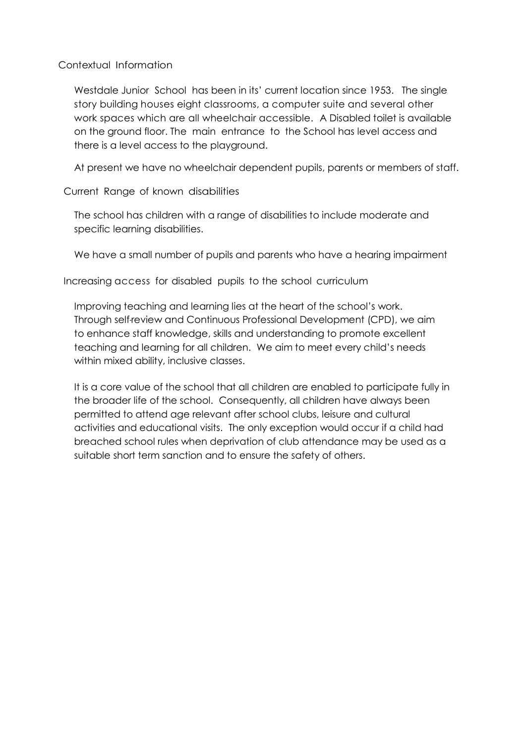## Contextual Information

Westdale Junior School has been in its' current location since 1953. The single story building houses eight classrooms, a computer suite and several other work spaces which are all wheelchair accessible. A Disabled toilet is available on the ground floor. The main entrance to the School has level access and there is a level access to the playground.

At present we have no wheelchair dependent pupils, parents or members of staff.

## Current Range of known disabilities

The school has children with a range of disabilities to include moderate and specific learning disabilities.

We have a small number of pupils and parents who have a hearing impairment

## Increasing access for disabled pupils to the school curriculum

Improving teaching and learning lies at the heart of the school's work. Through self-review and Continuous Professional Development (CPD), we aim to enhance staff knowledge, skills and understanding to promote excellent teaching and learning for all children. We aim to meet every child's needs within mixed ability, inclusive classes.

It is a core value of the school that all children are enabled to participate fully in the broader life of the school. Consequently, all children have always been permitted to attend age relevant after school clubs, leisure and cultural activities and educational visits. The only exception would occur if a child had breached school rules when deprivation of club attendance may be used as a suitable short term sanction and to ensure the safety of others.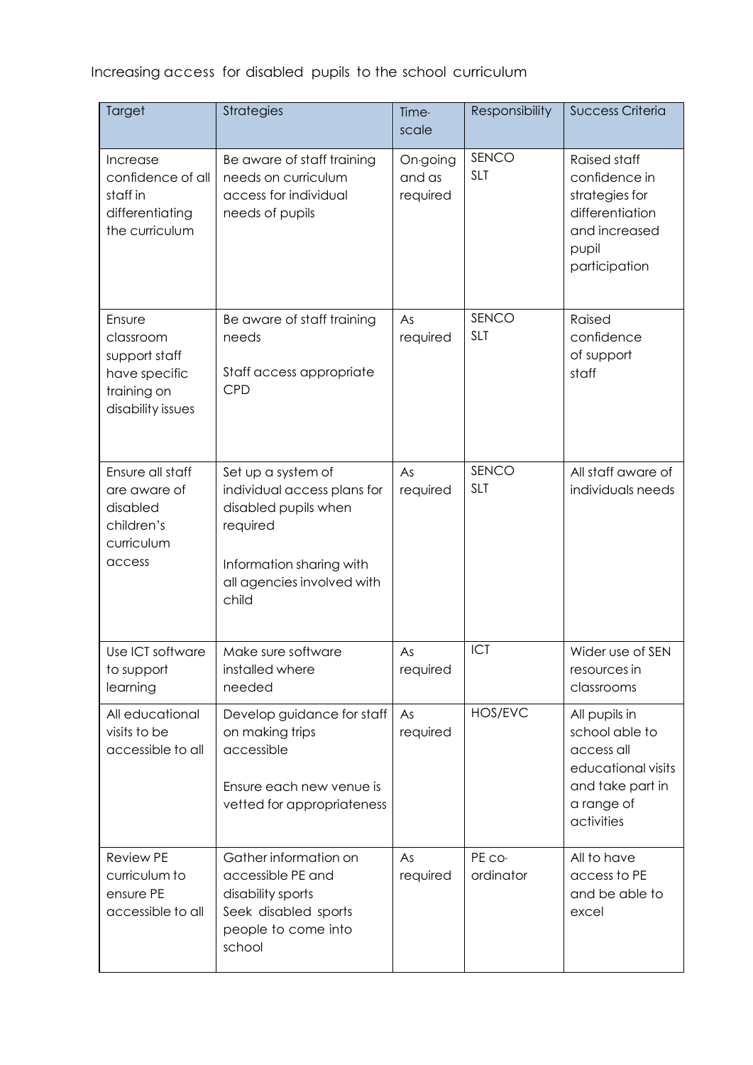Increasing access for disabled pupils to the school curriculum

| Target | Strategies | Time-scale | Responsibility | Success Criteria |
|---|---|---|---|---|
| Increase confidence of all staff in differentiating the curriculum | Be aware of staff training needs on curriculum access for individual needs of pupils | On-going and as required | SENCO SLT | Raised staff confidence in strategies for differentiation and increased pupil participation |
| Ensure classroom support staff have specific training on disability issues | Be aware of staff training needs<br><br>Staff access appropriate CPD | As required | SENCO SLT | Raised confidence of support staff |
| Ensure all staff are aware of disabled children's curriculum access | Set up a system of individual access plans for disabled pupils when required<br><br>Information sharing with all agencies involved with child | As required | SENCO SLT | All staff aware of individuals needs |
| Use ICT software to support learning | Make sure software installed where needed | As required | ICT | Wider use of SEN resources in classrooms |
| All educational visits to be accessible to all | Develop guidance for staff on making trips accessible<br><br>Ensure each new venue is vetted for appropriateness | As required | HOS/EVC | All pupils in school able to access all educational visits and take part in a range of activities |
| Review PE curriculum to ensure PE accessible to all | Gather information on accessible PE and disability sports<br>Seek disabled sports people to come into school | As required | PE co-ordinator | All to have access to PE and be able to excel |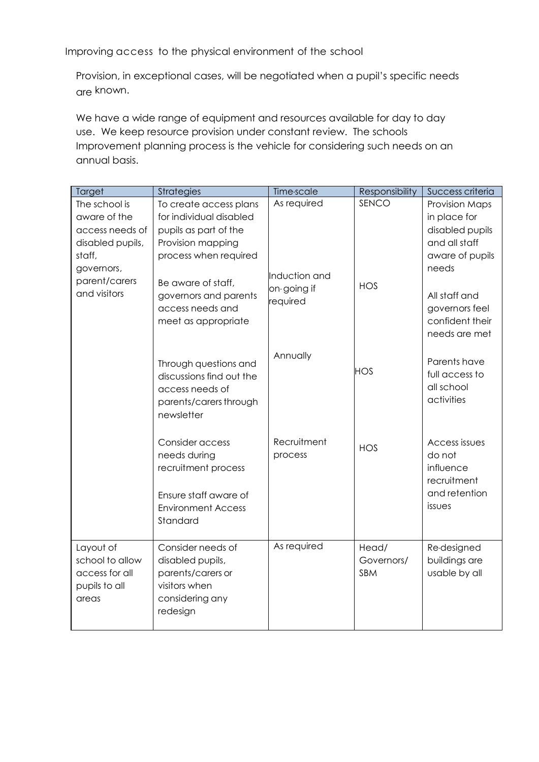Improving access to the physical environment of the school

Provision, in exceptional cases, will be negotiated when a pupil's specific needs are known.

We have a wide range of equipment and resources available for day to day use. We keep resource provision under constant review. The schools Improvement planning process is the vehicle for considering such needs on an annual basis.

| Target | Strategies | Time-scale | Responsibility | Success criteria |
|---|---|---|---|---|
| The school is aware of the access needs of disabled pupils, staff, governors, parent/carers and visitors | To create access plans for individual disabled pupils as part of the Provision mapping process when required | As required | SENCO | Provision Maps in place for disabled pupils and all staff aware of pupils needs |
| | Be aware of staff, governors and parents access needs and meet as appropriate | Induction and on-going if required | HOS | All staff and governors feel confident their needs are met |
| | Through questions and discussions find out the access needs of parents/carers through newsletter | Annually | HOS | Parents have full access to all school activities |
| | Consider access needs during recruitment process<br><br>Ensure staff aware of Environment Access Standard | Recruitment process | HOS | Access issues do not influence recruitment and retention issues |
| Layout of school to allow access for all pupils to all areas | Consider needs of disabled pupils, parents/carers or visitors when considering any redesign | As required | Head/ Governors/ SBM | Re-designed buildings are usable by all |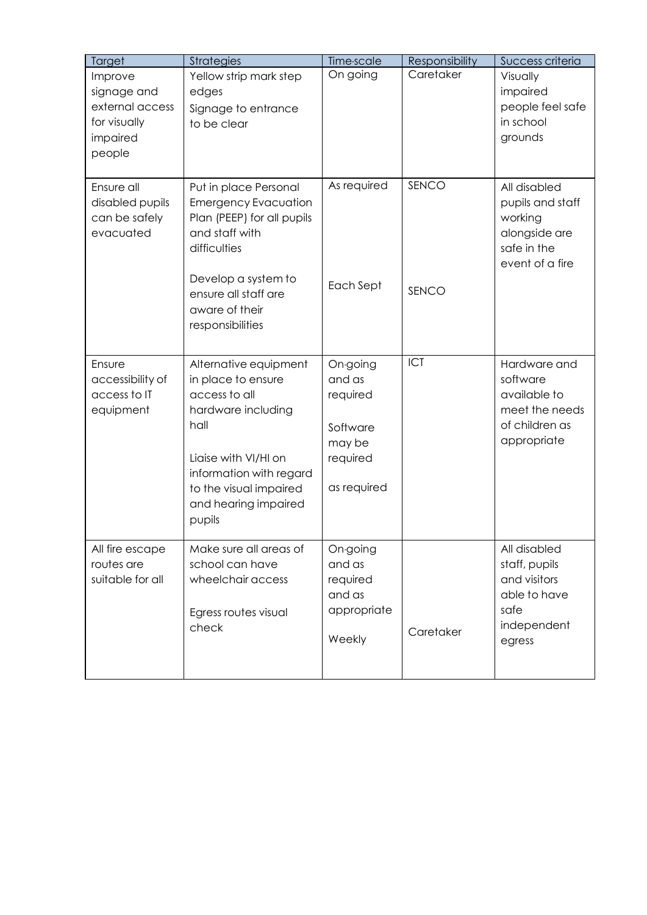| Target | Strategies | Time-scale | Responsibility | Success criteria |
|---|---|---|---|---|
| Improve signage and external access for visually impaired people | Yellow strip mark step edges<br>Signage to entrance to be clear | On going | Caretaker | Visually impaired people feel safe in school grounds |
| Ensure all disabled pupils can be safely evacuated | Put in place Personal Emergency Evacuation Plan (PEEP) for all pupils and staff with difficulties<br><br>Develop a system to ensure all staff are aware of their responsibilities | As required<br><br>Each Sept | SENCO<br><br>SENCO | All disabled pupils and staff working alongside are safe in the event of a fire |
| Ensure accessibility of access to IT equipment | Alternative equipment in place to ensure access to all hardware including hall<br><br>Liaise with VI/HI on information with regard to the visual impaired and hearing impaired pupils | On-going and as required<br><br>Software may be required<br><br>as required | ICT | Hardware and software available to meet the needs of children as appropriate |
| All fire escape routes are suitable for all | Make sure all areas of school can have wheelchair access<br><br>Egress routes visual check | On-going and as required and as appropriate<br><br>Weekly | Caretaker | All disabled staff, pupils and visitors able to have safe independent egress |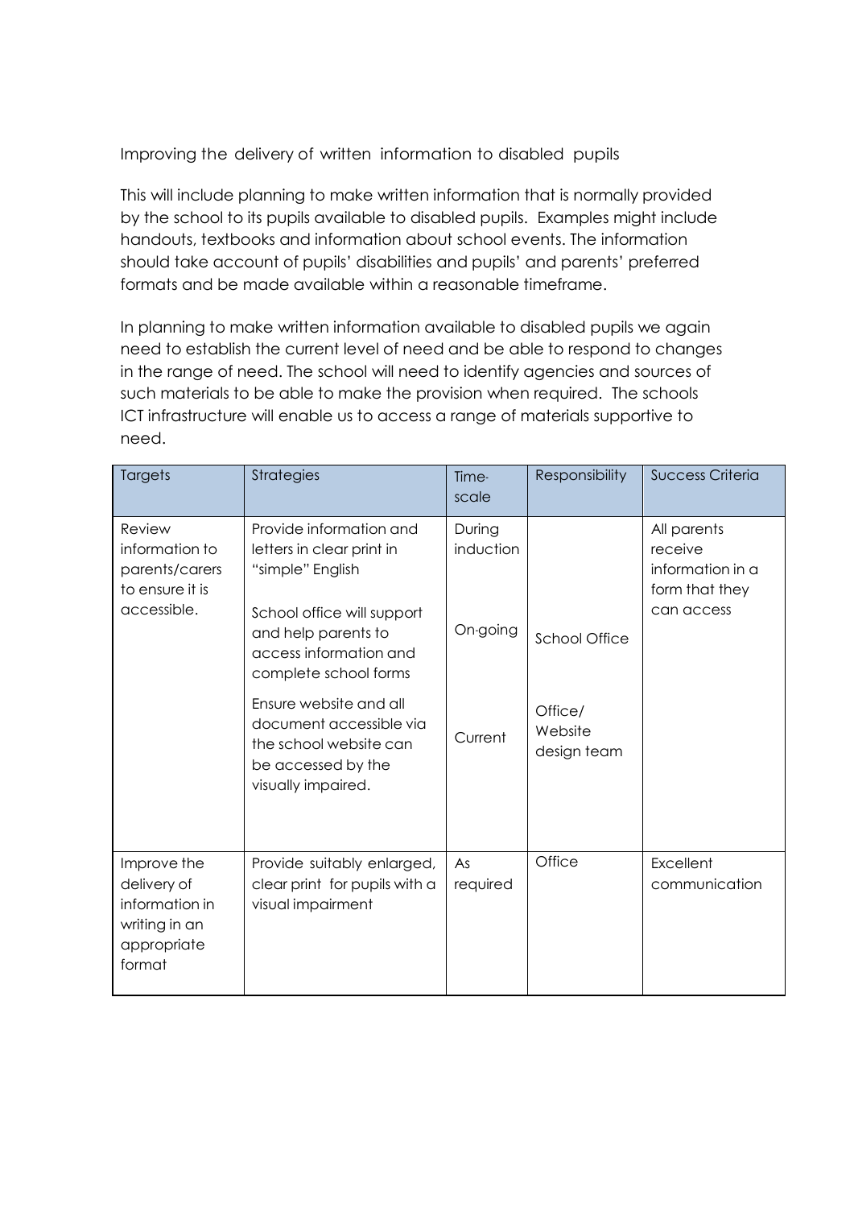Improving the delivery of written information to disabled pupils

This will include planning to make written information that is normally provided by the school to its pupils available to disabled pupils. Examples might include handouts, textbooks and information about school events. The information should take account of pupils' disabilities and pupils' and parents' preferred formats and be made available within a reasonable timeframe.

In planning to make written information available to disabled pupils we again need to establish the current level of need and be able to respond to changes in the range of need. The school will need to identify agencies and sources of such materials to be able to make the provision when required. The schools ICT infrastructure will enable us to access a range of materials supportive to need.

| Targets | Strategies | Time-scale | Responsibility | Success Criteria |
|---|---|---|---|---|
| Review information to parents/carers to ensure it is accessible. | Provide information and letters in clear print in "simple" English<br><br>School office will support and help parents to access information and complete school forms<br><br>Ensure website and all document accessible via the school website can be accessed by the visually impaired. | During induction<br><br>On-going<br><br>Current | <br><br>School Office<br><br>Office/ Website design team | All parents receive information in a form that they can access |
| Improve the delivery of information in writing in an appropriate format | Provide suitably enlarged, clear print for pupils with a visual impairment | As required | Office | Excellent communication |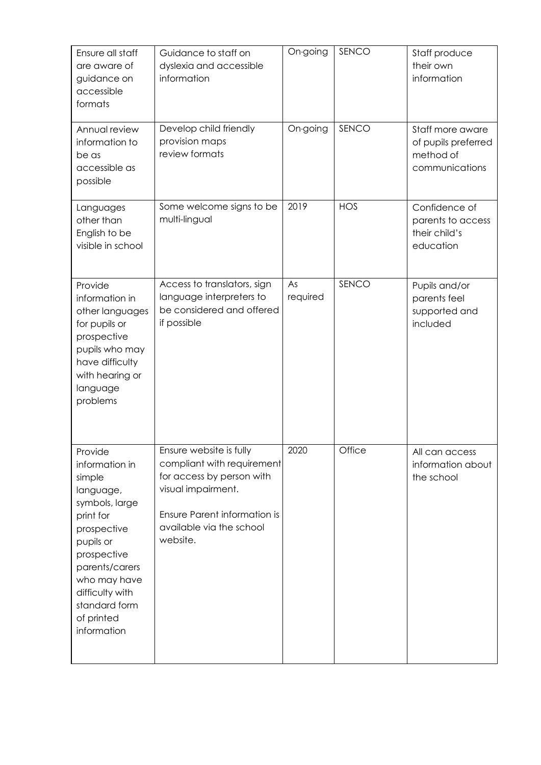| | | | | |
|---|---|---|---|---|
| Ensure all staff are aware of guidance on accessible formats | Guidance to staff on dyslexia and accessible information | On-going | SENCO | Staff produce their own information |
| Annual review information to be as accessible as possible | Develop child friendly provision maps review formats | On-going | SENCO | Staff more aware of pupils preferred method of communications |
| Languages other than English to be visible in school | Some welcome signs to be multi-lingual | 2019 | HOS | Confidence of parents to access their child's education |
| Provide information in other languages for pupils or prospective pupils who may have difficulty with hearing or language problems | Access to translators, sign language interpreters to be considered and offered if possible | As required | SENCO | Pupils and/or parents feel supported and included |
| Provide information in simple language, symbols, large print for prospective pupils or prospective parents/carers who may have difficulty with standard form of printed information | Ensure website is fully compliant with requirement for access by person with visual impairment.<br><br>Ensure Parent information is available via the school website. | 2020 | Office | All can access information about the school |